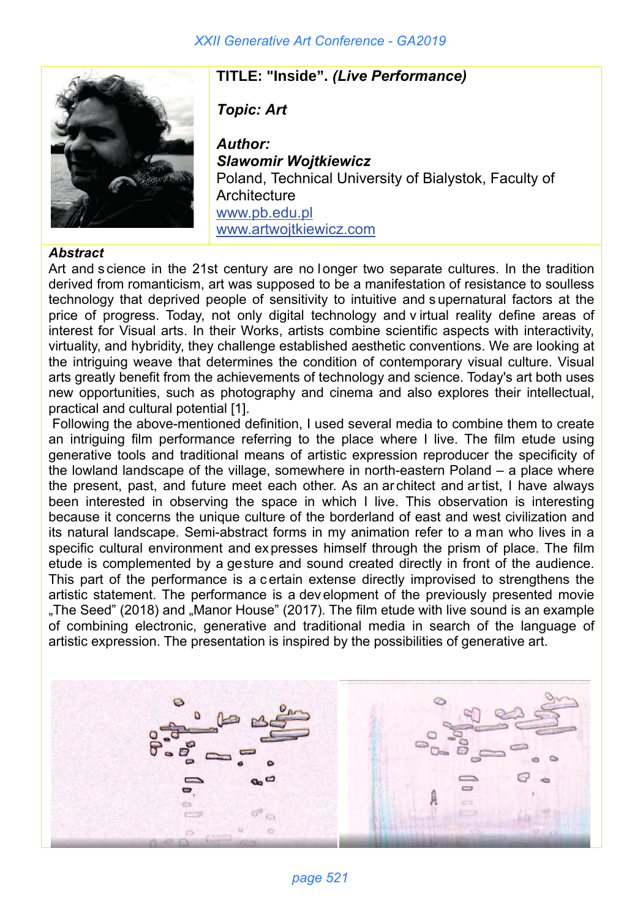**TITLE: "Inside". *(Live Performance)***

***Topic: Art***

***Author:***
***Slawomir Wojtkiewicz***
Poland, Technical University of Bialystok, Faculty of Architecture
www.pb.edu.pl
www.artwojtkiewicz.com

***Abstract***

Art and science in the 21st century are no longer two separate cultures. In the tradition derived from romanticism, art was supposed to be a manifestation of resistance to soulless technology that deprived people of sensitivity to intuitive and supernatural factors at the price of progress. Today, not only digital technology and virtual reality define areas of interest for Visual arts. In their Works, artists combine scientific aspects with interactivity, virtuality, and hybridity, they challenge established aesthetic conventions. We are looking at the intriguing weave that determines the condition of contemporary visual culture. Visual arts greatly benefit from the achievements of technology and science. Today's art both uses new opportunities, such as photography and cinema and also explores their intellectual, practical and cultural potential [1].

Following the above-mentioned definition, I used several media to combine them to create an intriguing film performance referring to the place where I live. The film etude using generative tools and traditional means of artistic expression reproducer the specificity of the lowland landscape of the village, somewhere in north-eastern Poland – a place where the present, past, and future meet each other. As an architect and artist, I have always been interested in observing the space in which I live. This observation is interesting because it concerns the unique culture of the borderland of east and west civilization and its natural landscape. Semi-abstract forms in my animation refer to a man who lives in a specific cultural environment and expresses himself through the prism of place. The film etude is complemented by a gesture and sound created directly in front of the audience. This part of the performance is a certain extense directly improvised to strengthens the artistic statement. The performance is a development of the previously presented movie „The Seed" (2018) and „Manor House" (2017). The film etude with live sound is an example of combining electronic, generative and traditional media in search of the language of artistic expression. The presentation is inspired by the possibilities of generative art.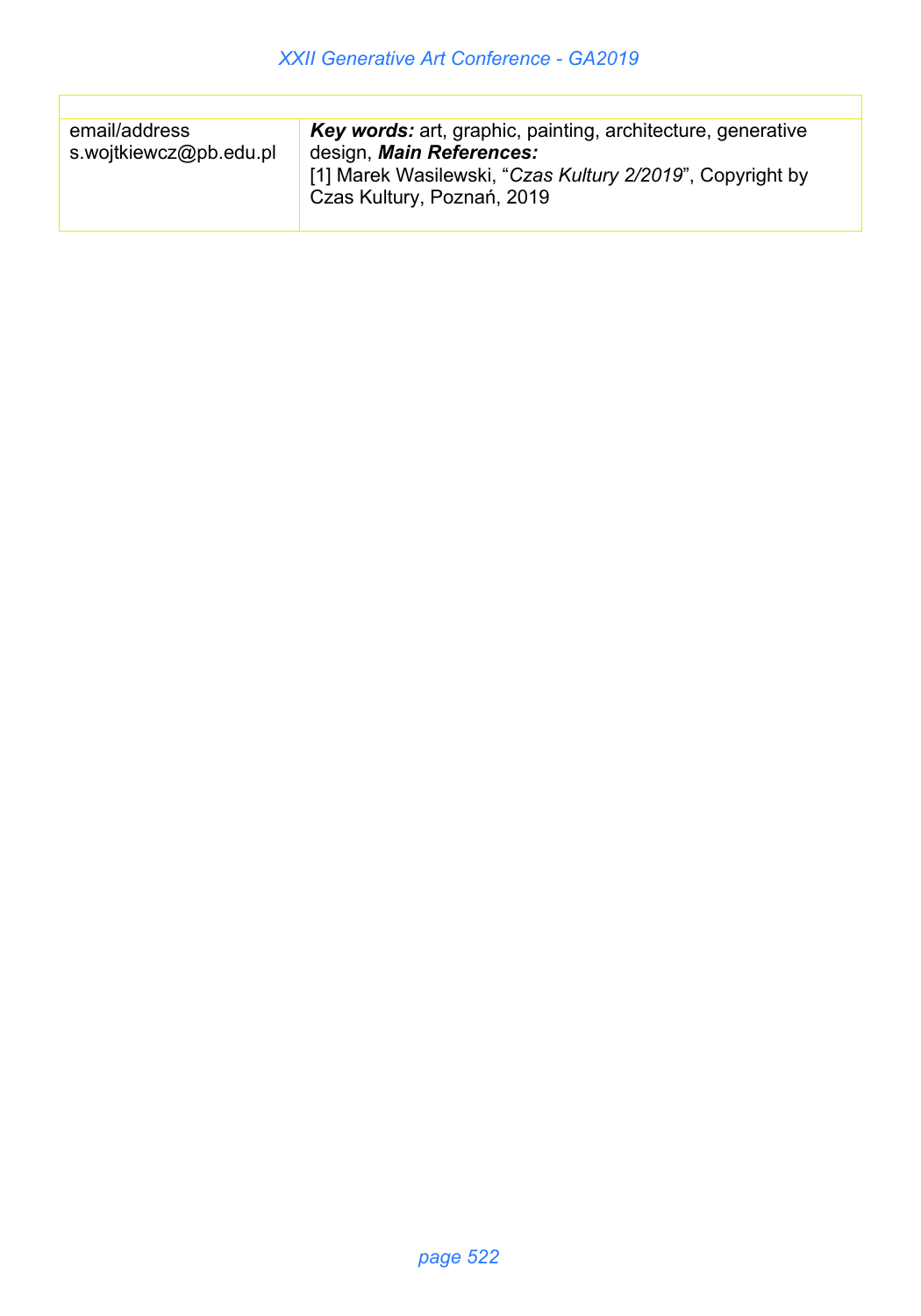| | |
|---|---|
| email/address<br>s.wojtkiewcz@pb.edu.pl | ***Key words:*** art, graphic, painting, architecture, generative design, ***Main References:***<br>[1] Marek Wasilewski, "*Czas Kultury 2/2019*", Copyright by Czas Kultury, Poznań, 2019 |